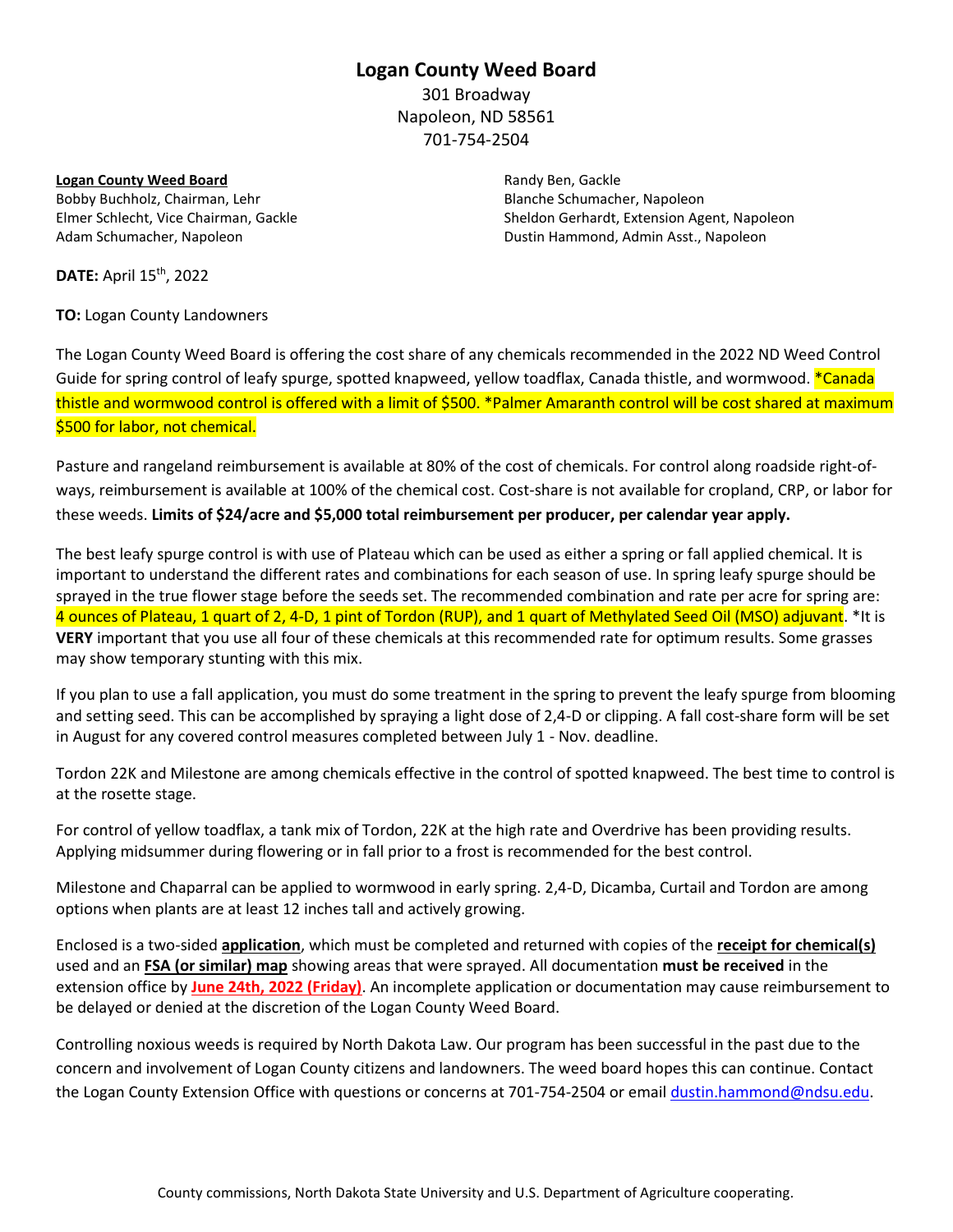# Logan County Weed Board

301 Broadway
Napoleon, ND 58561
701-754-2504

**Logan County Weed Board**
Bobby Buchholz, Chairman, Lehr
Elmer Schlecht, Vice Chairman, Gackle
Adam Schumacher, Napoleon
Randy Ben, Gackle
Blanche Schumacher, Napoleon
Sheldon Gerhardt, Extension Agent, Napoleon
Dustin Hammond, Admin Asst., Napoleon

**DATE:** April 15th, 2022

**TO:** Logan County Landowners

The Logan County Weed Board is offering the cost share of any chemicals recommended in the 2022 ND Weed Control Guide for spring control of leafy spurge, spotted knapweed, yellow toadflax, Canada thistle, and wormwood. *Canada thistle and wormwood control is offered with a limit of $500. *Palmer Amaranth control will be cost shared at maximum $500 for labor, not chemical.

Pasture and rangeland reimbursement is available at 80% of the cost of chemicals. For control along roadside right-of-ways, reimbursement is available at 100% of the chemical cost. Cost-share is not available for cropland, CRP, or labor for these weeds. **Limits of $24/acre and $5,000 total reimbursement per producer, per calendar year apply.**

The best leafy spurge control is with use of Plateau which can be used as either a spring or fall applied chemical. It is important to understand the different rates and combinations for each season of use. In spring leafy spurge should be sprayed in the true flower stage before the seeds set. The recommended combination and rate per acre for spring are: 4 ounces of Plateau, 1 quart of 2, 4-D, 1 pint of Tordon (RUP), and 1 quart of Methylated Seed Oil (MSO) adjuvant. *It is **VERY** important that you use all four of these chemicals at this recommended rate for optimum results. Some grasses may show temporary stunting with this mix.

If you plan to use a fall application, you must do some treatment in the spring to prevent the leafy spurge from blooming and setting seed. This can be accomplished by spraying a light dose of 2,4-D or clipping. A fall cost-share form will be set in August for any covered control measures completed between July 1 - Nov. deadline.

Tordon 22K and Milestone are among chemicals effective in the control of spotted knapweed. The best time to control is at the rosette stage.

For control of yellow toadflax, a tank mix of Tordon, 22K at the high rate and Overdrive has been providing results. Applying midsummer during flowering or in fall prior to a frost is recommended for the best control.

Milestone and Chaparral can be applied to wormwood in early spring. 2,4-D, Dicamba, Curtail and Tordon are among options when plants are at least 12 inches tall and actively growing.

Enclosed is a two-sided **application**, which must be completed and returned with copies of the **receipt for chemical(s)** used and an **FSA (or similar) map** showing areas that were sprayed. All documentation **must be received** in the extension office by **June 24th, 2022 (Friday)**. An incomplete application or documentation may cause reimbursement to be delayed or denied at the discretion of the Logan County Weed Board.

Controlling noxious weeds is required by North Dakota Law. Our program has been successful in the past due to the concern and involvement of Logan County citizens and landowners. The weed board hopes this can continue. Contact the Logan County Extension Office with questions or concerns at 701-754-2504 or email dustin.hammond@ndsu.edu.

County commissions, North Dakota State University and U.S. Department of Agriculture cooperating.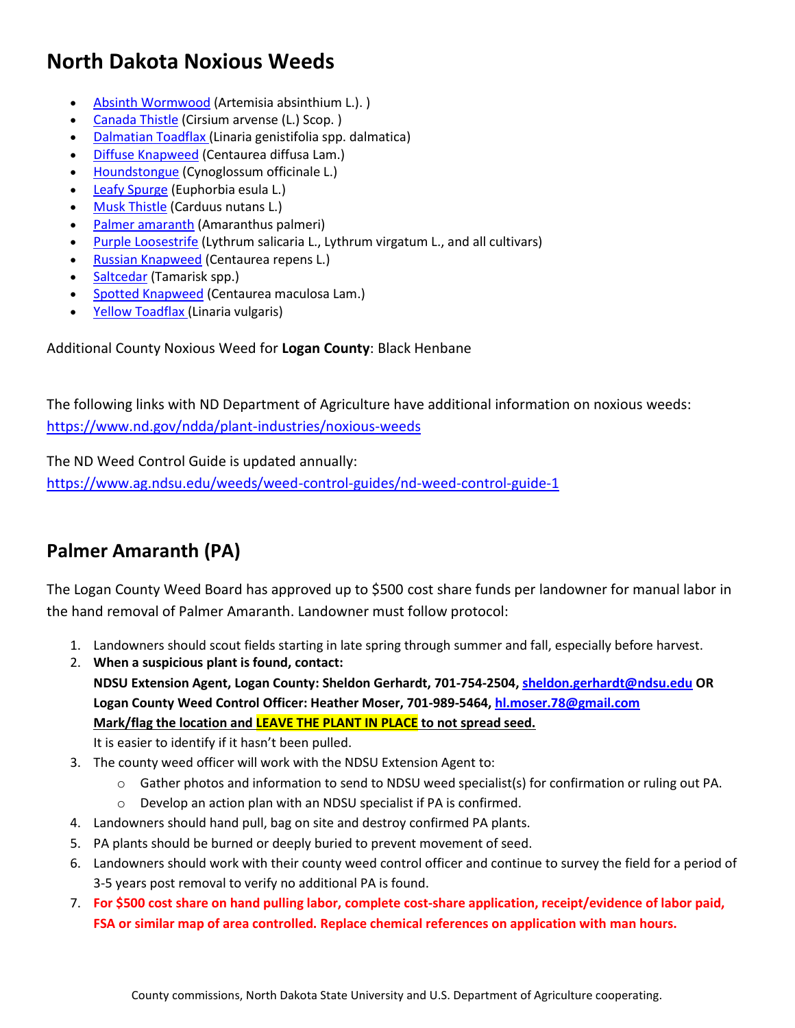# North Dakota Noxious Weeds

- Absinth Wormwood (Artemisia absinthium L.). )
- Canada Thistle (Cirsium arvense (L.) Scop. )
- Dalmatian Toadflax (Linaria genistifolia spp. dalmatica)
- Diffuse Knapweed (Centaurea diffusa Lam.)
- Houndstongue (Cynoglossum officinale L.)
- Leafy Spurge (Euphorbia esula L.)
- Musk Thistle (Carduus nutans L.)
- Palmer amaranth (Amaranthus palmeri)
- Purple Loosestrife (Lythrum salicaria L., Lythrum virgatum L., and all cultivars)
- Russian Knapweed (Centaurea repens L.)
- Saltcedar (Tamarisk spp.)
- Spotted Knapweed (Centaurea maculosa Lam.)
- Yellow Toadflax (Linaria vulgaris)

Additional County Noxious Weed for **Logan County**: Black Henbane

The following links with ND Department of Agriculture have additional information on noxious weeds:
https://www.nd.gov/ndda/plant-industries/noxious-weeds

The ND Weed Control Guide is updated annually:
https://www.ag.ndsu.edu/weeds/weed-control-guides/nd-weed-control-guide-1

## Palmer Amaranth (PA)

The Logan County Weed Board has approved up to $500 cost share funds per landowner for manual labor in the hand removal of Palmer Amaranth. Landowner must follow protocol:

1. Landowners should scout fields starting in late spring through summer and fall, especially before harvest.
2. **When a suspicious plant is found, contact:**
   **NDSU Extension Agent, Logan County: Sheldon Gerhardt, 701-754-2504, sheldon.gerhardt@ndsu.edu OR**
   **Logan County Weed Control Officer: Heather Moser, 701-989-5464, hl.moser.78@gmail.com**
   **Mark/flag the location and LEAVE THE PLANT IN PLACE to not spread seed.**
   It is easier to identify if it hasn't been pulled.
3. The county weed officer will work with the NDSU Extension Agent to:
   - Gather photos and information to send to NDSU weed specialist(s) for confirmation or ruling out PA.
   - Develop an action plan with an NDSU specialist if PA is confirmed.
4. Landowners should hand pull, bag on site and destroy confirmed PA plants.
5. PA plants should be burned or deeply buried to prevent movement of seed.
6. Landowners should work with their county weed control officer and continue to survey the field for a period of 3-5 years post removal to verify no additional PA is found.
7. **For $500 cost share on hand pulling labor, complete cost-share application, receipt/evidence of labor paid, FSA or similar map of area controlled. Replace chemical references on application with man hours.**

County commissions, North Dakota State University and U.S. Department of Agriculture cooperating.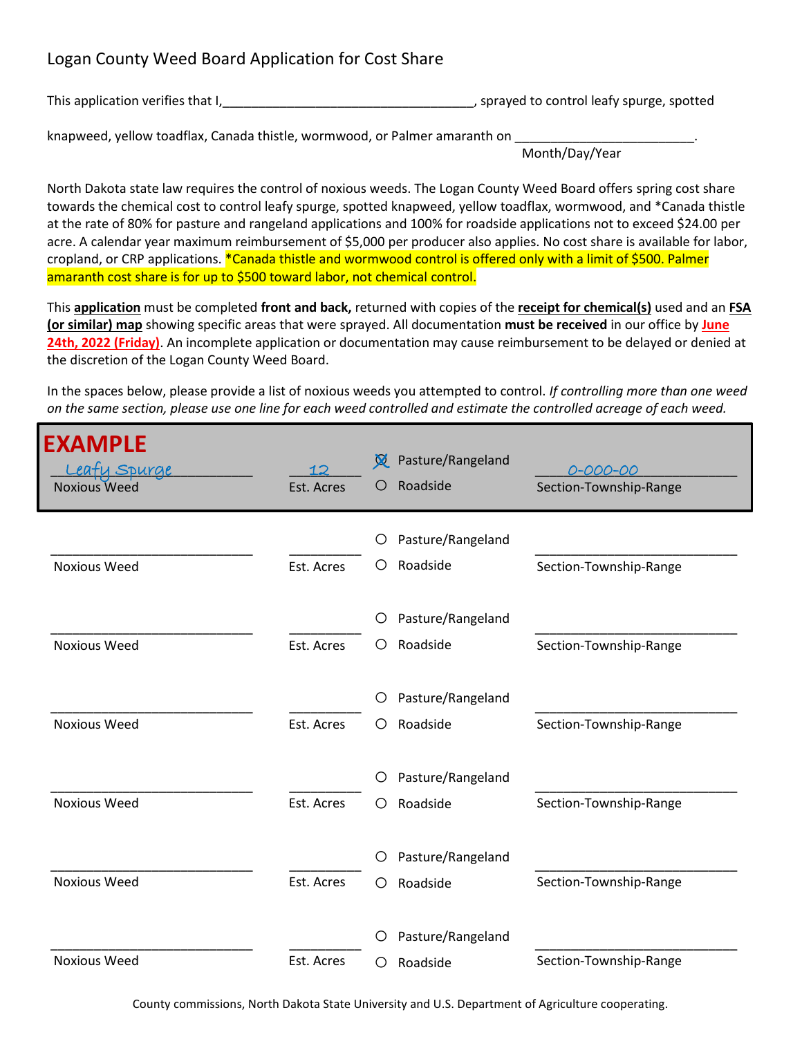# Logan County Weed Board Application for Cost Share

This application verifies that I,___________________________________, sprayed to control leafy spurge, spotted knapweed, yellow toadflax, Canada thistle, wormwood, or Palmer amaranth on ________________________.
Month/Day/Year

North Dakota state law requires the control of noxious weeds. The Logan County Weed Board offers spring cost share towards the chemical cost to control leafy spurge, spotted knapweed, yellow toadflax, wormwood, and *Canada thistle at the rate of 80% for pasture and rangeland applications and 100% for roadside applications not to exceed $24.00 per acre. A calendar year maximum reimbursement of $5,000 per producer also applies. No cost share is available for labor, cropland, or CRP applications. *Canada thistle and wormwood control is offered only with a limit of $500. Palmer amaranth cost share is for up to $500 toward labor, not chemical control.

This **application** must be completed **front and back,** returned with copies of the **receipt for chemical(s)** used and an **FSA (or similar) map** showing specific areas that were sprayed. All documentation **must be received** in our office by **June 24th, 2022 (Friday)**. An incomplete application or documentation may cause reimbursement to be delayed or denied at the discretion of the Logan County Weed Board.

In the spaces below, please provide a list of noxious weeds you attempted to control. *If controlling more than one weed on the same section, please use one line for each weed controlled and estimate the controlled acreage of each weed.*

**EXAMPLE**

| Noxious Weed | Est. Acres | | Section-Township-Range |
|---|---|---|---|
| Leafy Spurge | 12 | ☒ Pasture/Rangeland ○ Roadside | 0-000-00 |

| Noxious Weed | Est. Acres | | Section-Township-Range |
|---|---|---|---|
| ____________ | ______ | ○ Pasture/Rangeland ○ Roadside | ____________ |
| ____________ | ______ | ○ Pasture/Rangeland ○ Roadside | ____________ |
| ____________ | ______ | ○ Pasture/Rangeland ○ Roadside | ____________ |
| ____________ | ______ | ○ Pasture/Rangeland ○ Roadside | ____________ |
| ____________ | ______ | ○ Pasture/Rangeland ○ Roadside | ____________ |
| ____________ | ______ | ○ Pasture/Rangeland ○ Roadside | ____________ |

County commissions, North Dakota State University and U.S. Department of Agriculture cooperating.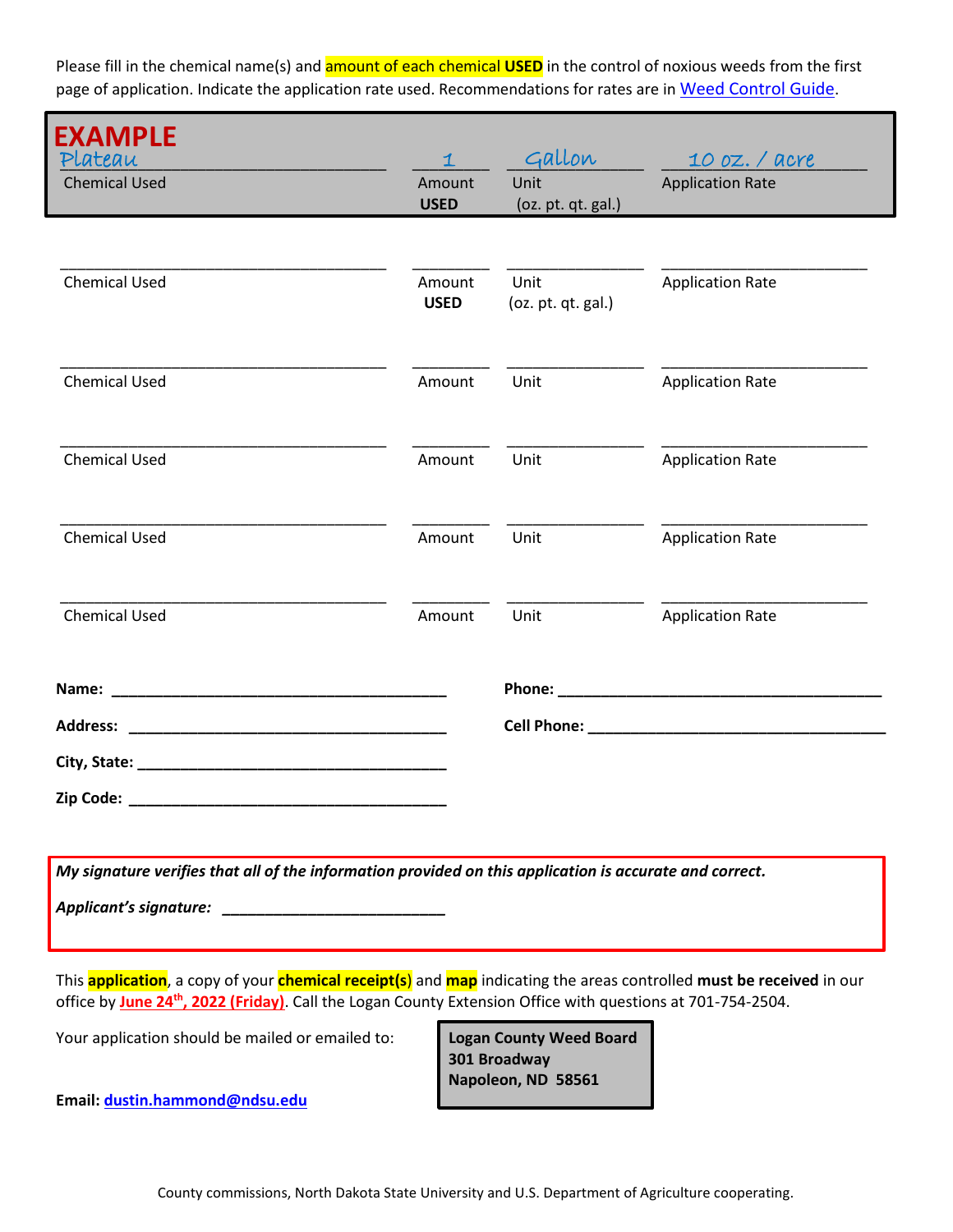Please fill in the chemical name(s) and **amount of each chemical USED** in the control of noxious weeds from the first page of application. Indicate the application rate used. Recommendations for rates are in [Weed Control Guide](Weed Control Guide).

**EXAMPLE**

| Chemical Used | Amount **USED** | Unit (oz. pt. qt. gal.) | Application Rate |
|---|---|---|---|
| Plateau | 1 | Gallon | 10 oz. / acre |

| Chemical Used | Amount **USED** | Unit (oz. pt. qt. gal.) | Application Rate |
|---|---|---|---|
| ______________________ | ________ | ____________ | ________________ |

| Chemical Used | Amount | Unit | Application Rate |
|---|---|---|---|
| ______________________ | ________ | ____________ | ________________ |

| Chemical Used | Amount | Unit | Application Rate |
|---|---|---|---|
| ______________________ | ________ | ____________ | ________________ |

| Chemical Used | Amount | Unit | Application Rate |
|---|---|---|---|
| ______________________ | ________ | ____________ | ________________ |

| Chemical Used | Amount | Unit | Application Rate |
|---|---|---|---|
| ______________________ | ________ | ____________ | ________________ |

**Name:** ________________________________________

**Address:** ______________________________________

**City, State:** ____________________________________

**Zip Code:** _____________________________________

**Phone:** ________________________________________

**Cell Phone:** ____________________________________

***My signature verifies that all of the information provided on this application is accurate and correct.***

***Applicant's signature:*** ___________________________

This **application**, a copy of your **chemical receipt(s)** and **map** indicating the areas controlled **must be received** in our office by **June 24th, 2022 (Friday)**. Call the Logan County Extension Office with questions at 701-754-2504.

Your application should be mailed or emailed to:

**Logan County Weed Board**
**301 Broadway**
**Napoleon, ND 58561**

**Email: dustin.hammond@ndsu.edu**

County commissions, North Dakota State University and U.S. Department of Agriculture cooperating.